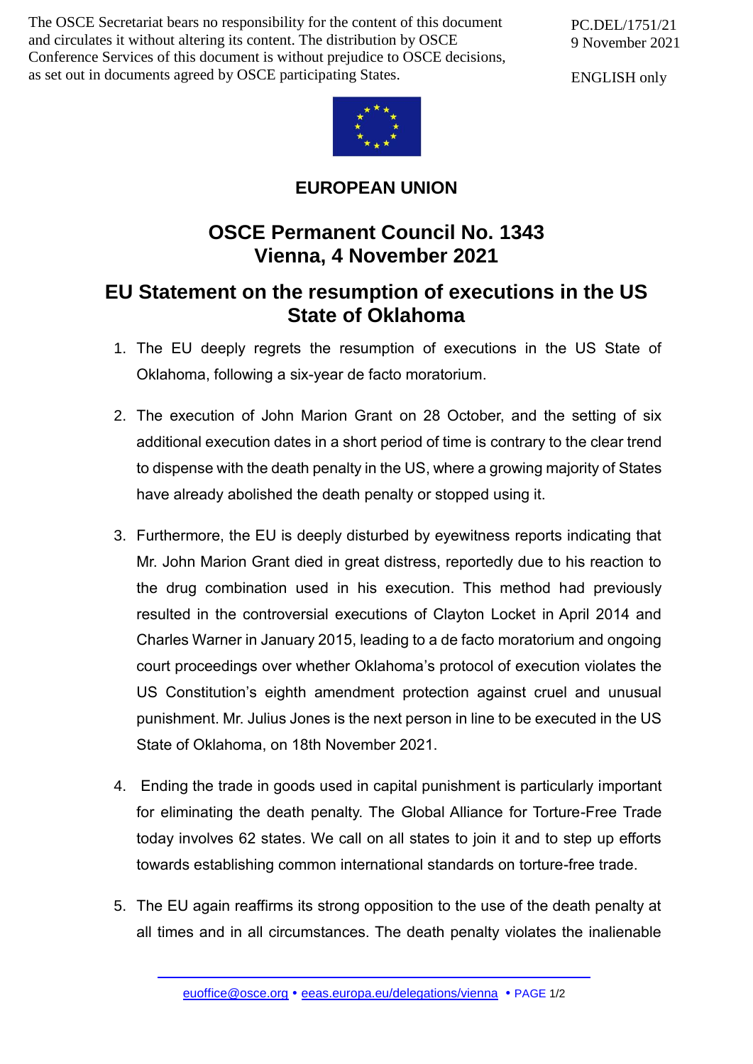The OSCE Secretariat bears no responsibility for the content of this document and circulates it without altering its content. The distribution by OSCE Conference Services of this document is without prejudice to OSCE decisions, as set out in documents agreed by OSCE participating States.

PC.DEL/1751/21
9 November 2021

ENGLISH only

**EUROPEAN UNION**

# OSCE Permanent Council No. 1343 Vienna, 4 November 2021

## EU Statement on the resumption of executions in the US State of Oklahoma

1. The EU deeply regrets the resumption of executions in the US State of Oklahoma, following a six-year de facto moratorium.

2. The execution of John Marion Grant on 28 October, and the setting of six additional execution dates in a short period of time is contrary to the clear trend to dispense with the death penalty in the US, where a growing majority of States have already abolished the death penalty or stopped using it.

3. Furthermore, the EU is deeply disturbed by eyewitness reports indicating that Mr. John Marion Grant died in great distress, reportedly due to his reaction to the drug combination used in his execution. This method had previously resulted in the controversial executions of Clayton Locket in April 2014 and Charles Warner in January 2015, leading to a de facto moratorium and ongoing court proceedings over whether Oklahoma's protocol of execution violates the US Constitution's eighth amendment protection against cruel and unusual punishment. Mr. Julius Jones is the next person in line to be executed in the US State of Oklahoma, on 18th November 2021.

4. Ending the trade in goods used in capital punishment is particularly important for eliminating the death penalty. The Global Alliance for Torture-Free Trade today involves 62 states. We call on all states to join it and to step up efforts towards establishing common international standards on torture-free trade.

5. The EU again reaffirms its strong opposition to the use of the death penalty at all times and in all circumstances. The death penalty violates the inalienable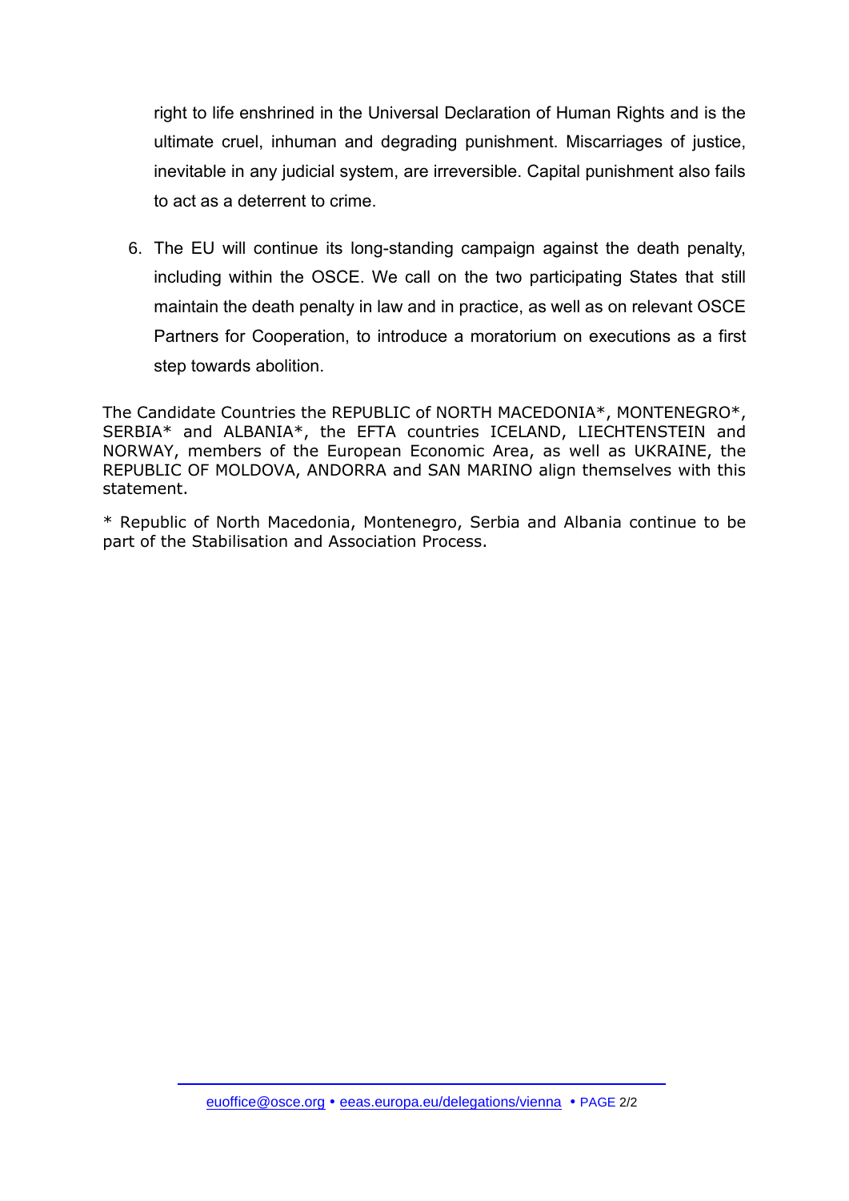right to life enshrined in the Universal Declaration of Human Rights and is the ultimate cruel, inhuman and degrading punishment. Miscarriages of justice, inevitable in any judicial system, are irreversible. Capital punishment also fails to act as a deterrent to crime.

6. The EU will continue its long-standing campaign against the death penalty, including within the OSCE. We call on the two participating States that still maintain the death penalty in law and in practice, as well as on relevant OSCE Partners for Cooperation, to introduce a moratorium on executions as a first step towards abolition.

The Candidate Countries the REPUBLIC of NORTH MACEDONIA*, MONTENEGRO*, SERBIA* and ALBANIA*, the EFTA countries ICELAND, LIECHTENSTEIN and NORWAY, members of the European Economic Area, as well as UKRAINE, the REPUBLIC OF MOLDOVA, ANDORRA and SAN MARINO align themselves with this statement.

* Republic of North Macedonia, Montenegro, Serbia and Albania continue to be part of the Stabilisation and Association Process.

euoffice@osce.org • eeas.europa.eu/delegations/vienna